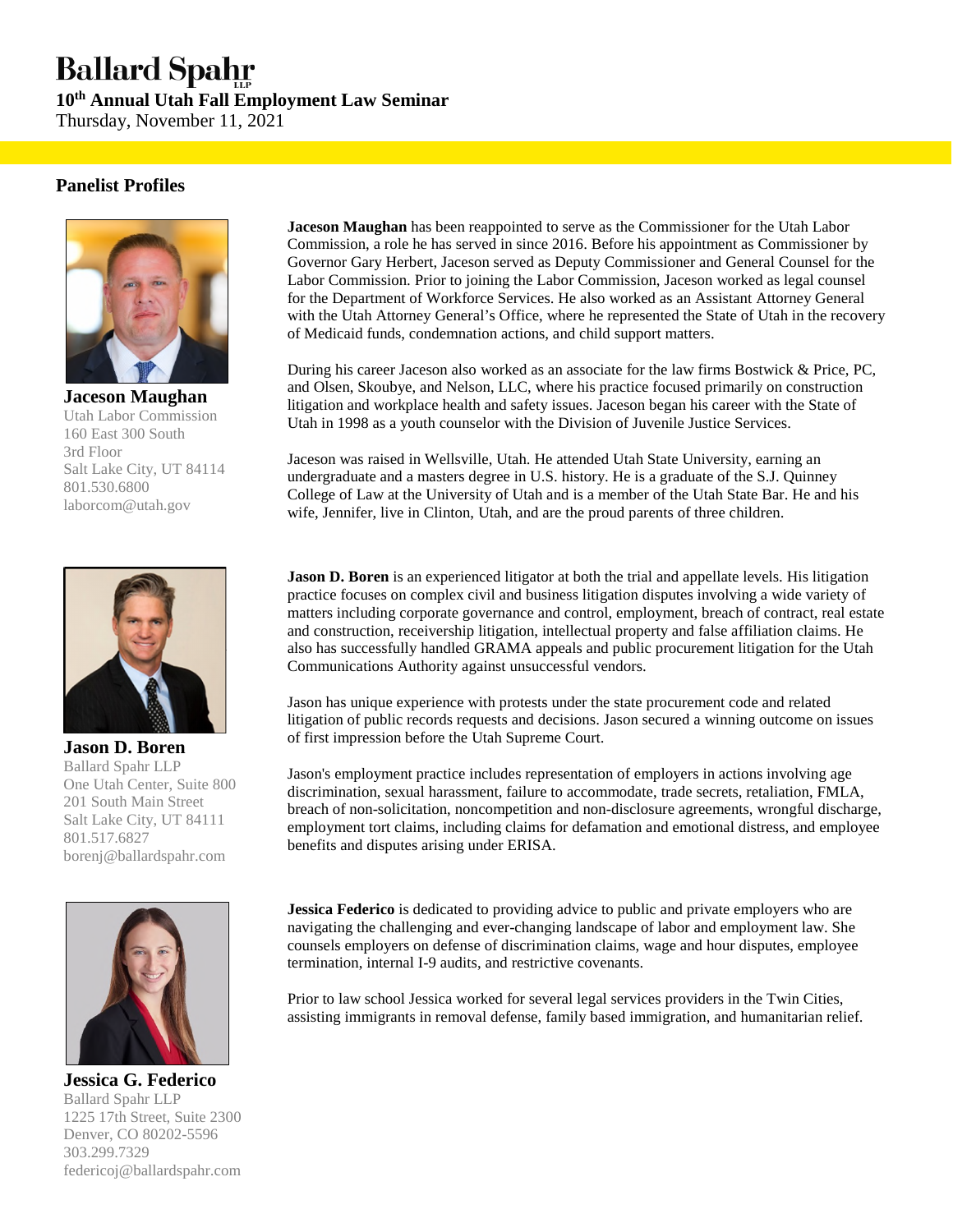# Ballard Spahr LLP

**10th Annual Utah Fall Employment Law Seminar**
Thursday, November 11, 2021

## Panelist Profiles

**Jaceson Maughan**
Utah Labor Commission
160 East 300 South
3rd Floor
Salt Lake City, UT 84114
801.530.6800
laborcom@utah.gov

**Jaceson Maughan** has been reappointed to serve as the Commissioner for the Utah Labor Commission, a role he has served in since 2016. Before his appointment as Commissioner by Governor Gary Herbert, Jaceson served as Deputy Commissioner and General Counsel for the Labor Commission. Prior to joining the Labor Commission, Jaceson worked as legal counsel for the Department of Workforce Services. He also worked as an Assistant Attorney General with the Utah Attorney General's Office, where he represented the State of Utah in the recovery of Medicaid funds, condemnation actions, and child support matters.

During his career Jaceson also worked as an associate for the law firms Bostwick & Price, PC, and Olsen, Skoubye, and Nelson, LLC, where his practice focused primarily on construction litigation and workplace health and safety issues. Jaceson began his career with the State of Utah in 1998 as a youth counselor with the Division of Juvenile Justice Services.

Jaceson was raised in Wellsville, Utah. He attended Utah State University, earning an undergraduate and a masters degree in U.S. history. He is a graduate of the S.J. Quinney College of Law at the University of Utah and is a member of the Utah State Bar. He and his wife, Jennifer, live in Clinton, Utah, and are the proud parents of three children.

**Jason D. Boren**
Ballard Spahr LLP
One Utah Center, Suite 800
201 South Main Street
Salt Lake City, UT 84111
801.517.6827
borenj@ballardspahr.com

**Jason D. Boren** is an experienced litigator at both the trial and appellate levels. His litigation practice focuses on complex civil and business litigation disputes involving a wide variety of matters including corporate governance and control, employment, breach of contract, real estate and construction, receivership litigation, intellectual property and false affiliation claims. He also has successfully handled GRAMA appeals and public procurement litigation for the Utah Communications Authority against unsuccessful vendors.

Jason has unique experience with protests under the state procurement code and related litigation of public records requests and decisions. Jason secured a winning outcome on issues of first impression before the Utah Supreme Court.

Jason's employment practice includes representation of employers in actions involving age discrimination, sexual harassment, failure to accommodate, trade secrets, retaliation, FMLA, breach of non-solicitation, noncompetition and non-disclosure agreements, wrongful discharge, employment tort claims, including claims for defamation and emotional distress, and employee benefits and disputes arising under ERISA.

**Jessica G. Federico**
Ballard Spahr LLP
1225 17th Street, Suite 2300
Denver, CO 80202-5596
303.299.7329
federicoj@ballardspahr.com

**Jessica Federico** is dedicated to providing advice to public and private employers who are navigating the challenging and ever-changing landscape of labor and employment law. She counsels employers on defense of discrimination claims, wage and hour disputes, employee termination, internal I-9 audits, and restrictive covenants.

Prior to law school Jessica worked for several legal services providers in the Twin Cities, assisting immigrants in removal defense, family based immigration, and humanitarian relief.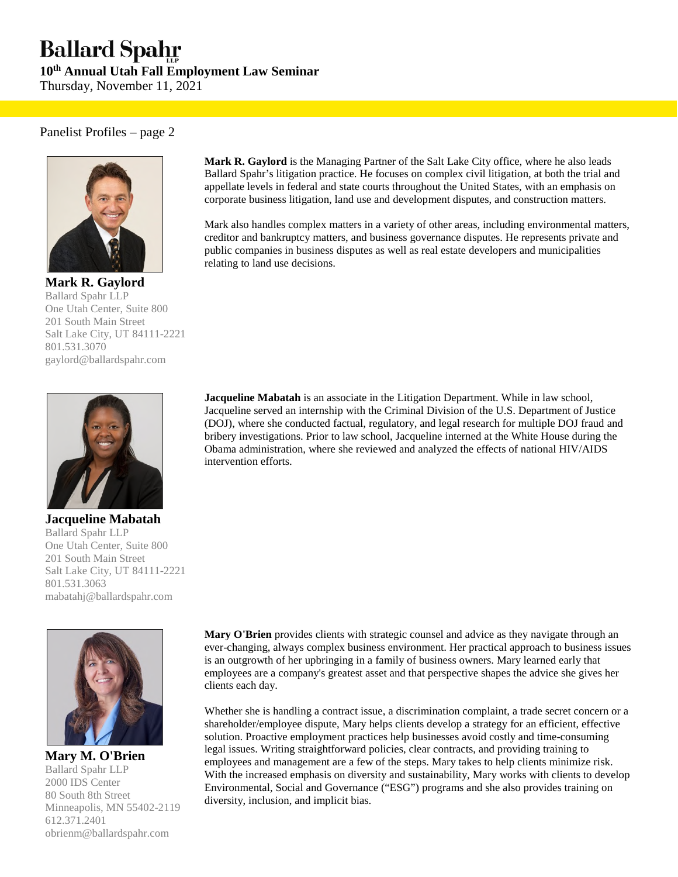# Ballard Spahr LLP

**10th Annual Utah Fall Employment Law Seminar**
Thursday, November 11, 2021

## Panelist Profiles – page 2

**Mark R. Gaylord**
Ballard Spahr LLP
One Utah Center, Suite 800
201 South Main Street
Salt Lake City, UT 84111-2221
801.531.3070
gaylord@ballardspahr.com

**Mark R. Gaylord** is the Managing Partner of the Salt Lake City office, where he also leads Ballard Spahr's litigation practice. He focuses on complex civil litigation, at both the trial and appellate levels in federal and state courts throughout the United States, with an emphasis on corporate business litigation, land use and development disputes, and construction matters.

Mark also handles complex matters in a variety of other areas, including environmental matters, creditor and bankruptcy matters, and business governance disputes. He represents private and public companies in business disputes as well as real estate developers and municipalities relating to land use decisions.

**Jacqueline Mabatah**
Ballard Spahr LLP
One Utah Center, Suite 800
201 South Main Street
Salt Lake City, UT 84111-2221
801.531.3063
mabatahj@ballardspahr.com

**Jacqueline Mabatah** is an associate in the Litigation Department. While in law school, Jacqueline served an internship with the Criminal Division of the U.S. Department of Justice (DOJ), where she conducted factual, regulatory, and legal research for multiple DOJ fraud and bribery investigations. Prior to law school, Jacqueline interned at the White House during the Obama administration, where she reviewed and analyzed the effects of national HIV/AIDS intervention efforts.

**Mary M. O'Brien**
Ballard Spahr LLP
2000 IDS Center
80 South 8th Street
Minneapolis, MN 55402-2119
612.371.2401
obrienm@ballardspahr.com

**Mary O'Brien** provides clients with strategic counsel and advice as they navigate through an ever-changing, always complex business environment. Her practical approach to business issues is an outgrowth of her upbringing in a family of business owners. Mary learned early that employees are a company's greatest asset and that perspective shapes the advice she gives her clients each day.

Whether she is handling a contract issue, a discrimination complaint, a trade secret concern or a shareholder/employee dispute, Mary helps clients develop a strategy for an efficient, effective solution. Proactive employment practices help businesses avoid costly and time-consuming legal issues. Writing straightforward policies, clear contracts, and providing training to employees and management are a few of the steps. Mary takes to help clients minimize risk. With the increased emphasis on diversity and sustainability, Mary works with clients to develop Environmental, Social and Governance ("ESG") programs and she also provides training on diversity, inclusion, and implicit bias.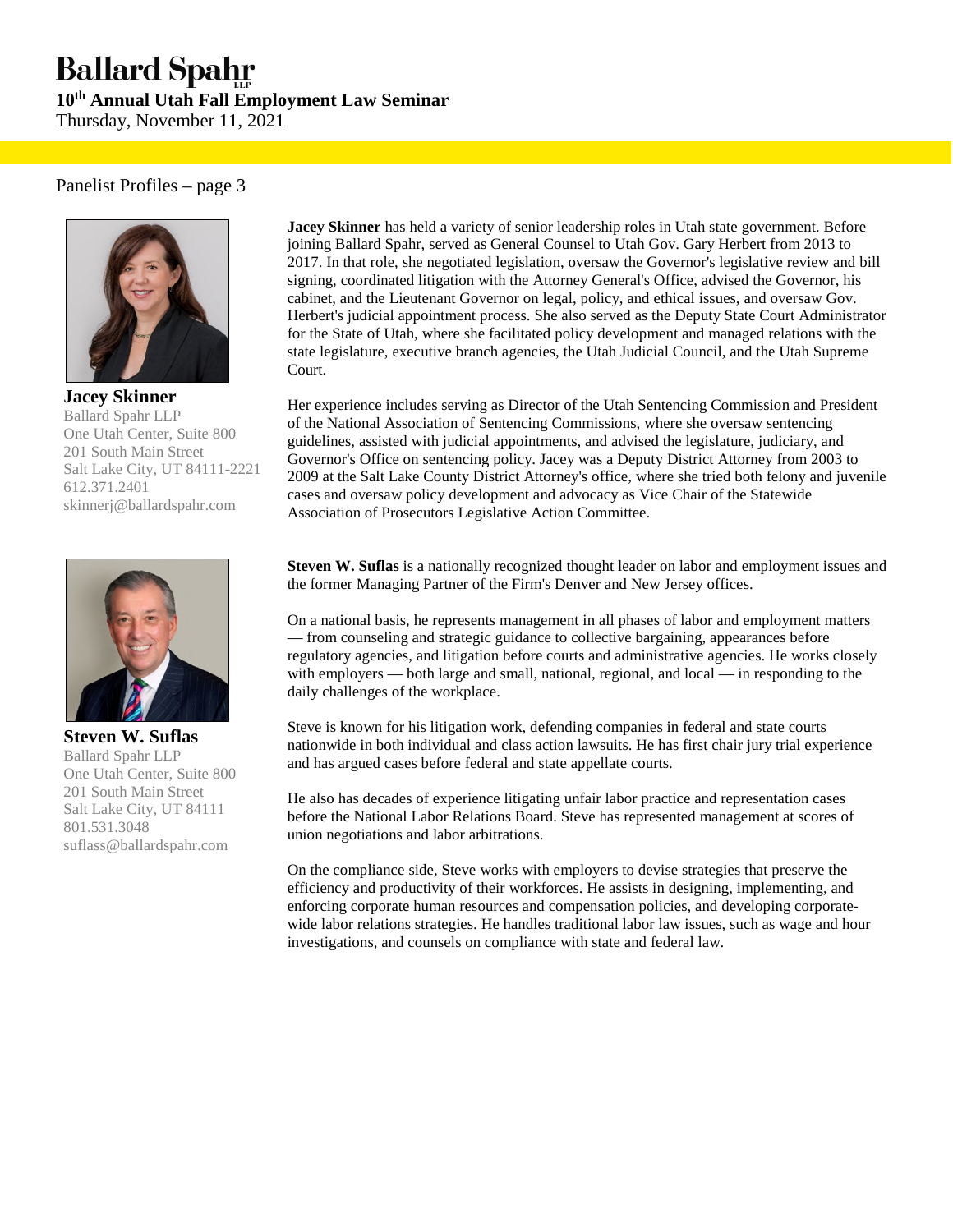# Ballard Spahr LLP

**10th Annual Utah Fall Employment Law Seminar**
Thursday, November 11, 2021

## Panelist Profiles – page 3

**Jacey Skinner**
Ballard Spahr LLP
One Utah Center, Suite 800
201 South Main Street
Salt Lake City, UT 84111-2221
612.371.2401
skinnerj@ballardspahr.com

**Jacey Skinner** has held a variety of senior leadership roles in Utah state government. Before joining Ballard Spahr, served as General Counsel to Utah Gov. Gary Herbert from 2013 to 2017. In that role, she negotiated legislation, oversaw the Governor's legislative review and bill signing, coordinated litigation with the Attorney General's Office, advised the Governor, his cabinet, and the Lieutenant Governor on legal, policy, and ethical issues, and oversaw Gov. Herbert's judicial appointment process. She also served as the Deputy State Court Administrator for the State of Utah, where she facilitated policy development and managed relations with the state legislature, executive branch agencies, the Utah Judicial Council, and the Utah Supreme Court.

Her experience includes serving as Director of the Utah Sentencing Commission and President of the National Association of Sentencing Commissions, where she oversaw sentencing guidelines, assisted with judicial appointments, and advised the legislature, judiciary, and Governor's Office on sentencing policy. Jacey was a Deputy District Attorney from 2003 to 2009 at the Salt Lake County District Attorney's office, where she tried both felony and juvenile cases and oversaw policy development and advocacy as Vice Chair of the Statewide Association of Prosecutors Legislative Action Committee.

**Steven W. Suflas**
Ballard Spahr LLP
One Utah Center, Suite 800
201 South Main Street
Salt Lake City, UT 84111
801.531.3048
suflass@ballardspahr.com

**Steven W. Suflas** is a nationally recognized thought leader on labor and employment issues and the former Managing Partner of the Firm's Denver and New Jersey offices.

On a national basis, he represents management in all phases of labor and employment matters — from counseling and strategic guidance to collective bargaining, appearances before regulatory agencies, and litigation before courts and administrative agencies. He works closely with employers — both large and small, national, regional, and local — in responding to the daily challenges of the workplace.

Steve is known for his litigation work, defending companies in federal and state courts nationwide in both individual and class action lawsuits. He has first chair jury trial experience and has argued cases before federal and state appellate courts.

He also has decades of experience litigating unfair labor practice and representation cases before the National Labor Relations Board. Steve has represented management at scores of union negotiations and labor arbitrations.

On the compliance side, Steve works with employers to devise strategies that preserve the efficiency and productivity of their workforces. He assists in designing, implementing, and enforcing corporate human resources and compensation policies, and developing corporate-wide labor relations strategies. He handles traditional labor law issues, such as wage and hour investigations, and counsels on compliance with state and federal law.